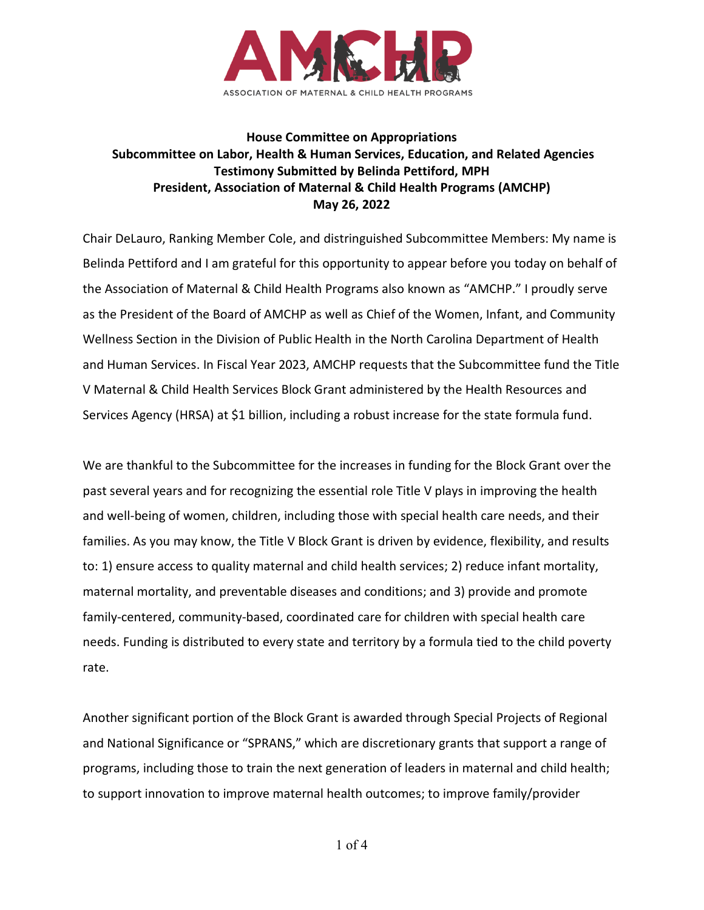AMCHP

ASSOCIATION OF MATERNAL & CHILD HEALTH PROGRAMS

**House Committee on Appropriations**
**Subcommittee on Labor, Health & Human Services, Education, and Related Agencies**
**Testimony Submitted by Belinda Pettiford, MPH**
**President, Association of Maternal & Child Health Programs (AMCHP)**
**May 26, 2022**

Chair DeLauro, Ranking Member Cole, and distringuished Subcommittee Members: My name is Belinda Pettiford and I am grateful for this opportunity to appear before you today on behalf of the Association of Maternal & Child Health Programs also known as "AMCHP." I proudly serve as the President of the Board of AMCHP as well as Chief of the Women, Infant, and Community Wellness Section in the Division of Public Health in the North Carolina Department of Health and Human Services. In Fiscal Year 2023, AMCHP requests that the Subcommittee fund the Title V Maternal & Child Health Services Block Grant administered by the Health Resources and Services Agency (HRSA) at $1 billion, including a robust increase for the state formula fund.

We are thankful to the Subcommittee for the increases in funding for the Block Grant over the past several years and for recognizing the essential role Title V plays in improving the health and well-being of women, children, including those with special health care needs, and their families. As you may know, the Title V Block Grant is driven by evidence, flexibility, and results to: 1) ensure access to quality maternal and child health services; 2) reduce infant mortality, maternal mortality, and preventable diseases and conditions; and 3) provide and promote family-centered, community-based, coordinated care for children with special health care needs. Funding is distributed to every state and territory by a formula tied to the child poverty rate.

Another significant portion of the Block Grant is awarded through Special Projects of Regional and National Significance or "SPRANS," which are discretionary grants that support a range of programs, including those to train the next generation of leaders in maternal and child health; to support innovation to improve maternal health outcomes; to improve family/provider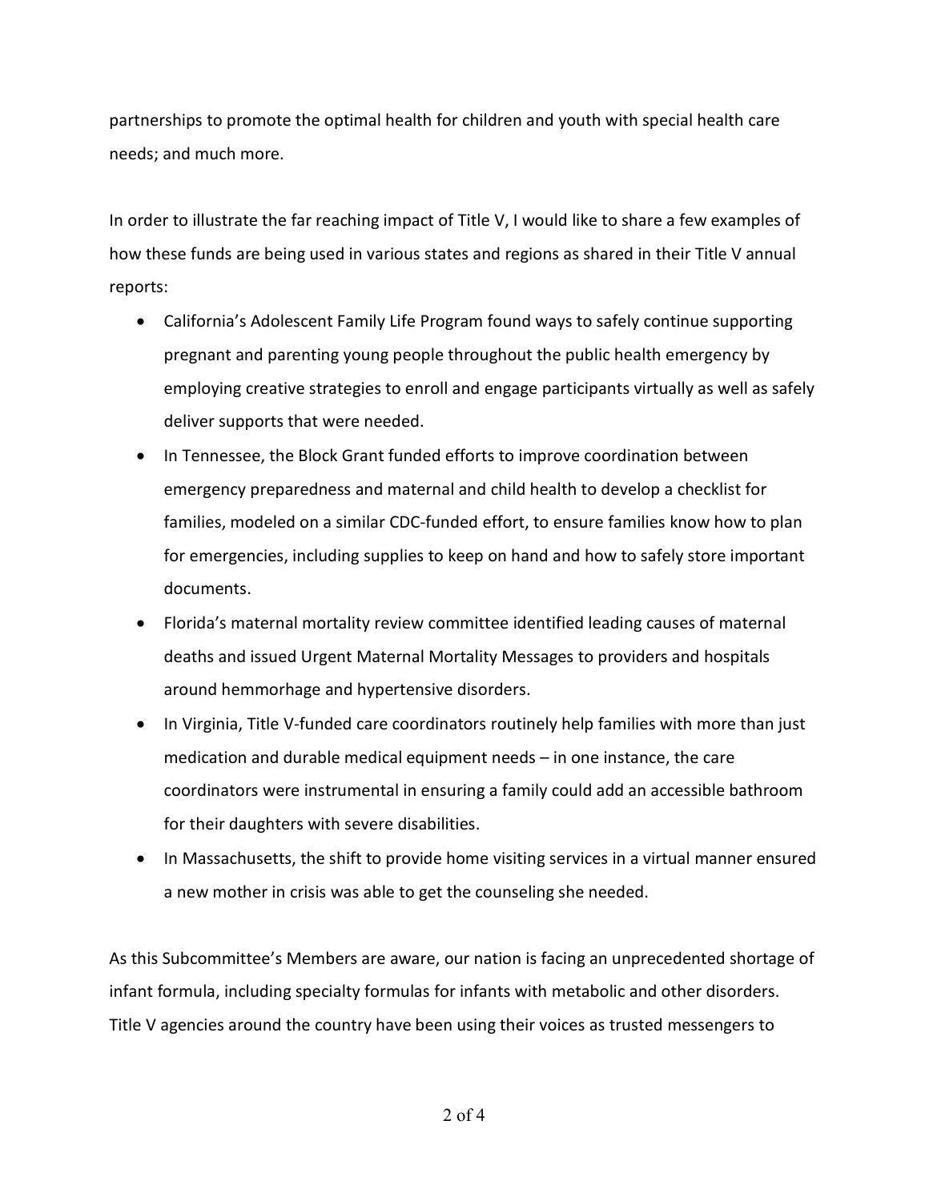partnerships to promote the optimal health for children and youth with special health care needs; and much more.

In order to illustrate the far reaching impact of Title V, I would like to share a few examples of how these funds are being used in various states and regions as shared in their Title V annual reports:

- California's Adolescent Family Life Program found ways to safely continue supporting pregnant and parenting young people throughout the public health emergency by employing creative strategies to enroll and engage participants virtually as well as safely deliver supports that were needed.
- In Tennessee, the Block Grant funded efforts to improve coordination between emergency preparedness and maternal and child health to develop a checklist for families, modeled on a similar CDC-funded effort, to ensure families know how to plan for emergencies, including supplies to keep on hand and how to safely store important documents.
- Florida's maternal mortality review committee identified leading causes of maternal deaths and issued Urgent Maternal Mortality Messages to providers and hospitals around hemmorhage and hypertensive disorders.
- In Virginia, Title V-funded care coordinators routinely help families with more than just medication and durable medical equipment needs – in one instance, the care coordinators were instrumental in ensuring a family could add an accessible bathroom for their daughters with severe disabilities.
- In Massachusetts, the shift to provide home visiting services in a virtual manner ensured a new mother in crisis was able to get the counseling she needed.

As this Subcommittee's Members are aware, our nation is facing an unprecedented shortage of infant formula, including specialty formulas for infants with metabolic and other disorders. Title V agencies around the country have been using their voices as trusted messengers to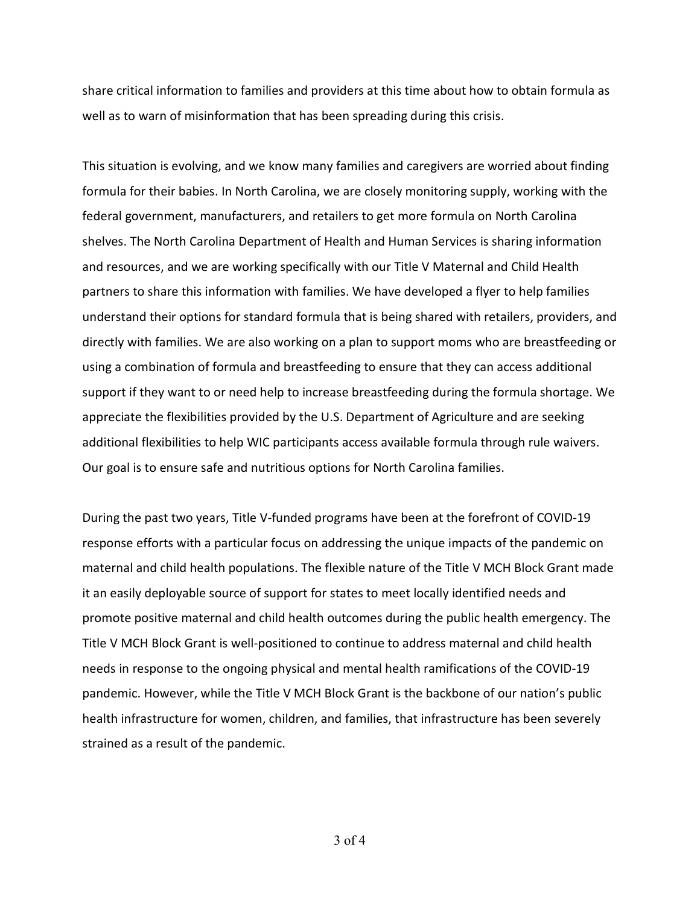share critical information to families and providers at this time about how to obtain formula as well as to warn of misinformation that has been spreading during this crisis.

This situation is evolving, and we know many families and caregivers are worried about finding formula for their babies. In North Carolina, we are closely monitoring supply, working with the federal government, manufacturers, and retailers to get more formula on North Carolina shelves. The North Carolina Department of Health and Human Services is sharing information and resources, and we are working specifically with our Title V Maternal and Child Health partners to share this information with families. We have developed a flyer to help families understand their options for standard formula that is being shared with retailers, providers, and directly with families. We are also working on a plan to support moms who are breastfeeding or using a combination of formula and breastfeeding to ensure that they can access additional support if they want to or need help to increase breastfeeding during the formula shortage. We appreciate the flexibilities provided by the U.S. Department of Agriculture and are seeking additional flexibilities to help WIC participants access available formula through rule waivers. Our goal is to ensure safe and nutritious options for North Carolina families.

During the past two years, Title V-funded programs have been at the forefront of COVID-19 response efforts with a particular focus on addressing the unique impacts of the pandemic on maternal and child health populations. The flexible nature of the Title V MCH Block Grant made it an easily deployable source of support for states to meet locally identified needs and promote positive maternal and child health outcomes during the public health emergency. The Title V MCH Block Grant is well-positioned to continue to address maternal and child health needs in response to the ongoing physical and mental health ramifications of the COVID-19 pandemic. However, while the Title V MCH Block Grant is the backbone of our nation's public health infrastructure for women, children, and families, that infrastructure has been severely strained as a result of the pandemic.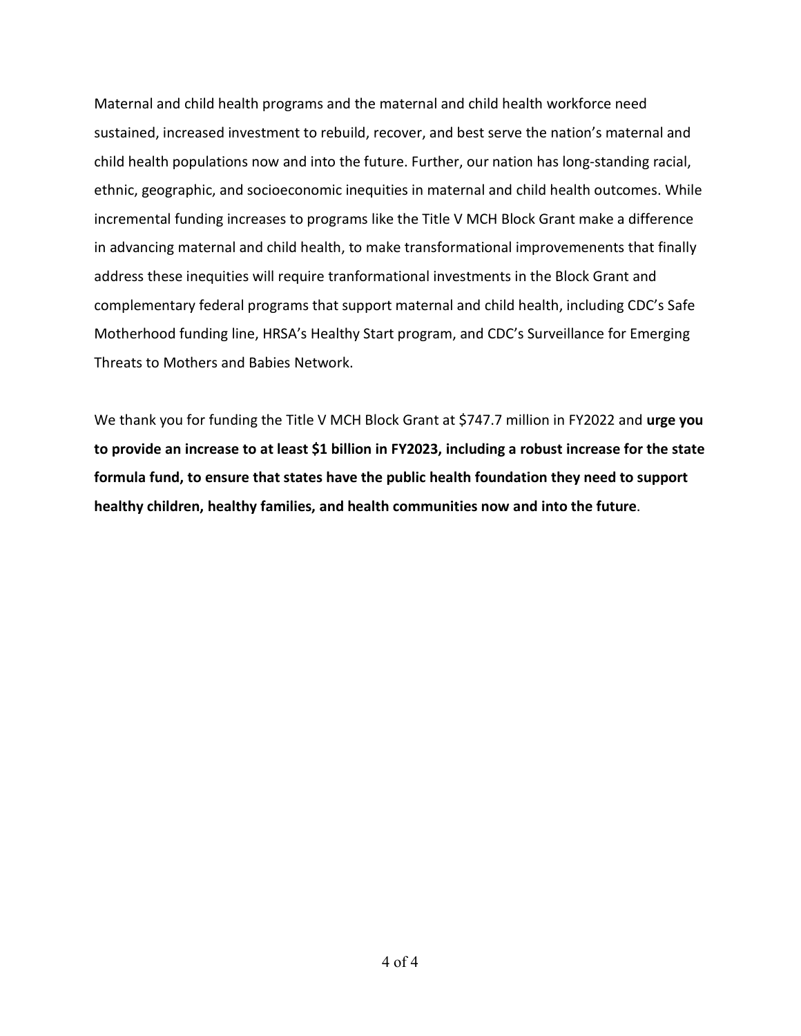Maternal and child health programs and the maternal and child health workforce need sustained, increased investment to rebuild, recover, and best serve the nation's maternal and child health populations now and into the future. Further, our nation has long-standing racial, ethnic, geographic, and socioeconomic inequities in maternal and child health outcomes. While incremental funding increases to programs like the Title V MCH Block Grant make a difference in advancing maternal and child health, to make transformational improvemenents that finally address these inequities will require tranformational investments in the Block Grant and complementary federal programs that support maternal and child health, including CDC's Safe Motherhood funding line, HRSA's Healthy Start program, and CDC's Surveillance for Emerging Threats to Mothers and Babies Network.

We thank you for funding the Title V MCH Block Grant at $747.7 million in FY2022 and **urge you to provide an increase to at least $1 billion in FY2023, including a robust increase for the state formula fund, to ensure that states have the public health foundation they need to support healthy children, healthy families, and health communities now and into the future**.